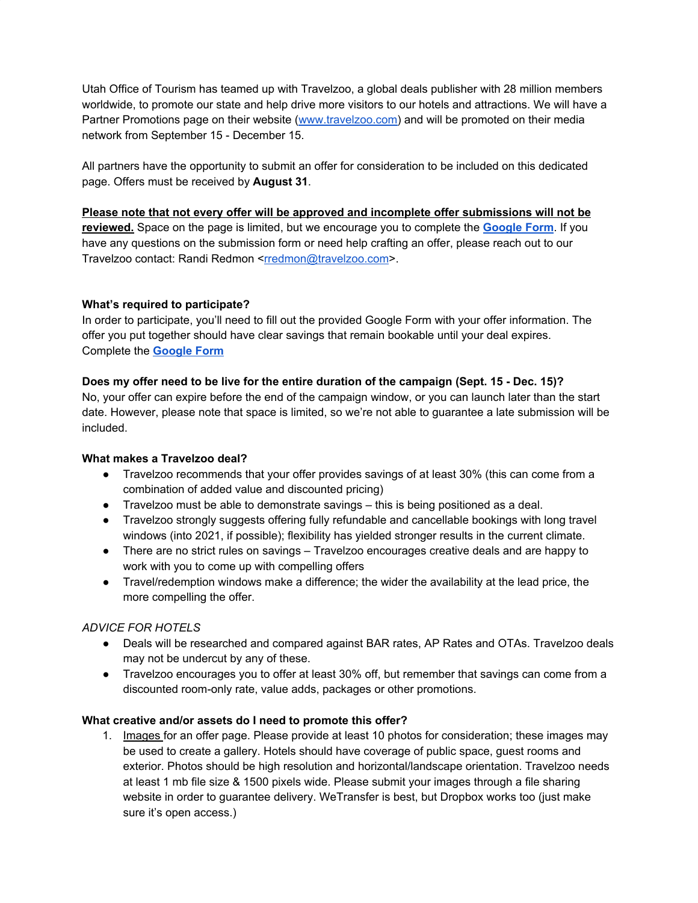Utah Office of Tourism has teamed up with Travelzoo, a global deals publisher with 28 million members worldwide, to promote our state and help drive more visitors to our hotels and attractions. We will have a Partner Promotions page on their website ([www.travelzoo.com](http://www.travelzoo.com)) and will be promoted on their media network from September 15 - December 15.

All partners have the opportunity to submit an offer for consideration to be included on this dedicated page. Offers must be received by **August 31**.

**Please note that not every offer will be approved and incomplete offer submissions will not be reviewed.** Space on the page is limited, but we encourage you to complete the **Google Form**. If you have any questions on the submission form or need help crafting an offer, please reach out to our Travelzoo contact: Randi Redmon <rredmon@travelzoo.com>.

**What's required to participate?**
In order to participate, you'll need to fill out the provided Google Form with your offer information. The offer you put together should have clear savings that remain bookable until your deal expires.
Complete the **Google Form**

**Does my offer need to be live for the entire duration of the campaign (Sept. 15 - Dec. 15)?**
No, your offer can expire before the end of the campaign window, or you can launch later than the start date. However, please note that space is limited, so we're not able to guarantee a late submission will be included.

**What makes a Travelzoo deal?**

- Travelzoo recommends that your offer provides savings of at least 30% (this can come from a combination of added value and discounted pricing)
- Travelzoo must be able to demonstrate savings – this is being positioned as a deal.
- Travelzoo strongly suggests offering fully refundable and cancellable bookings with long travel windows (into 2021, if possible); flexibility has yielded stronger results in the current climate.
- There are no strict rules on savings – Travelzoo encourages creative deals and are happy to work with you to come up with compelling offers
- Travel/redemption windows make a difference; the wider the availability at the lead price, the more compelling the offer.

*ADVICE FOR HOTELS*

- Deals will be researched and compared against BAR rates, AP Rates and OTAs. Travelzoo deals may not be undercut by any of these.
- Travelzoo encourages you to offer at least 30% off, but remember that savings can come from a discounted room-only rate, value adds, packages or other promotions.

**What creative and/or assets do I need to promote this offer?**

1. Images for an offer page. Please provide at least 10 photos for consideration; these images may be used to create a gallery. Hotels should have coverage of public space, guest rooms and exterior. Photos should be high resolution and horizontal/landscape orientation. Travelzoo needs at least 1 mb file size & 1500 pixels wide. Please submit your images through a file sharing website in order to guarantee delivery. WeTransfer is best, but Dropbox works too (just make sure it's open access.)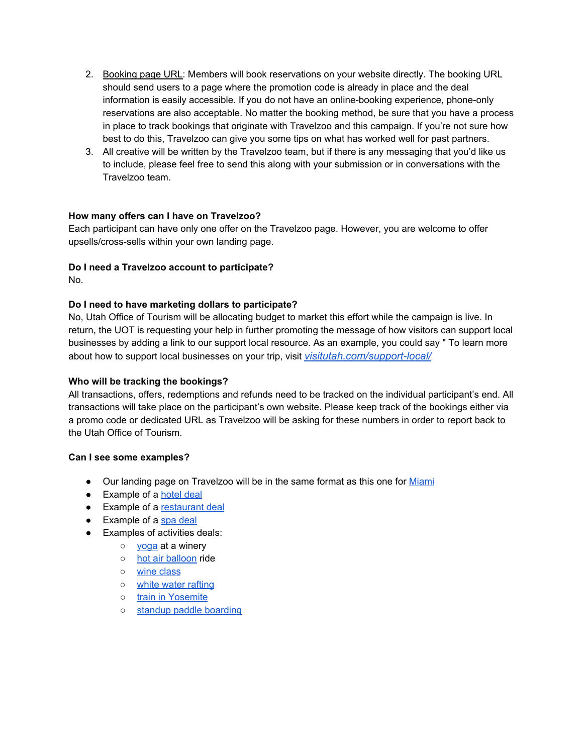2. Booking page URL: Members will book reservations on your website directly. The booking URL should send users to a page where the promotion code is already in place and the deal information is easily accessible. If you do not have an online-booking experience, phone-only reservations are also acceptable. No matter the booking method, be sure that you have a process in place to track bookings that originate with Travelzoo and this campaign. If you're not sure how best to do this, Travelzoo can give you some tips on what has worked well for past partners.
3. All creative will be written by the Travelzoo team, but if there is any messaging that you'd like us to include, please feel free to send this along with your submission or in conversations with the Travelzoo team.

**How many offers can I have on Travelzoo?**
Each participant can have only one offer on the Travelzoo page. However, you are welcome to offer upsells/cross-sells within your own landing page.

**Do I need a Travelzoo account to participate?**
No.

**Do I need to have marketing dollars to participate?**
No, Utah Office of Tourism will be allocating budget to market this effort while the campaign is live. In return, the UOT is requesting your help in further promoting the message of how visitors can support local businesses by adding a link to our support local resource. As an example, you could say " To learn more about how to support local businesses on your trip, visit *visitutah.com/support-local/*

**Who will be tracking the bookings?**
All transactions, offers, redemptions and refunds need to be tracked on the individual participant's end. All transactions will take place on the participant's own website. Please keep track of the bookings either via a promo code or dedicated URL as Travelzoo will be asking for these numbers in order to report back to the Utah Office of Tourism.

**Can I see some examples?**

- Our landing page on Travelzoo will be in the same format as this one for Miami
- Example of a hotel deal
- Example of a restaurant deal
- Example of a spa deal
- Examples of activities deals:
  - yoga at a winery
  - hot air balloon ride
  - wine class
  - white water rafting
  - train in Yosemite
  - standup paddle boarding